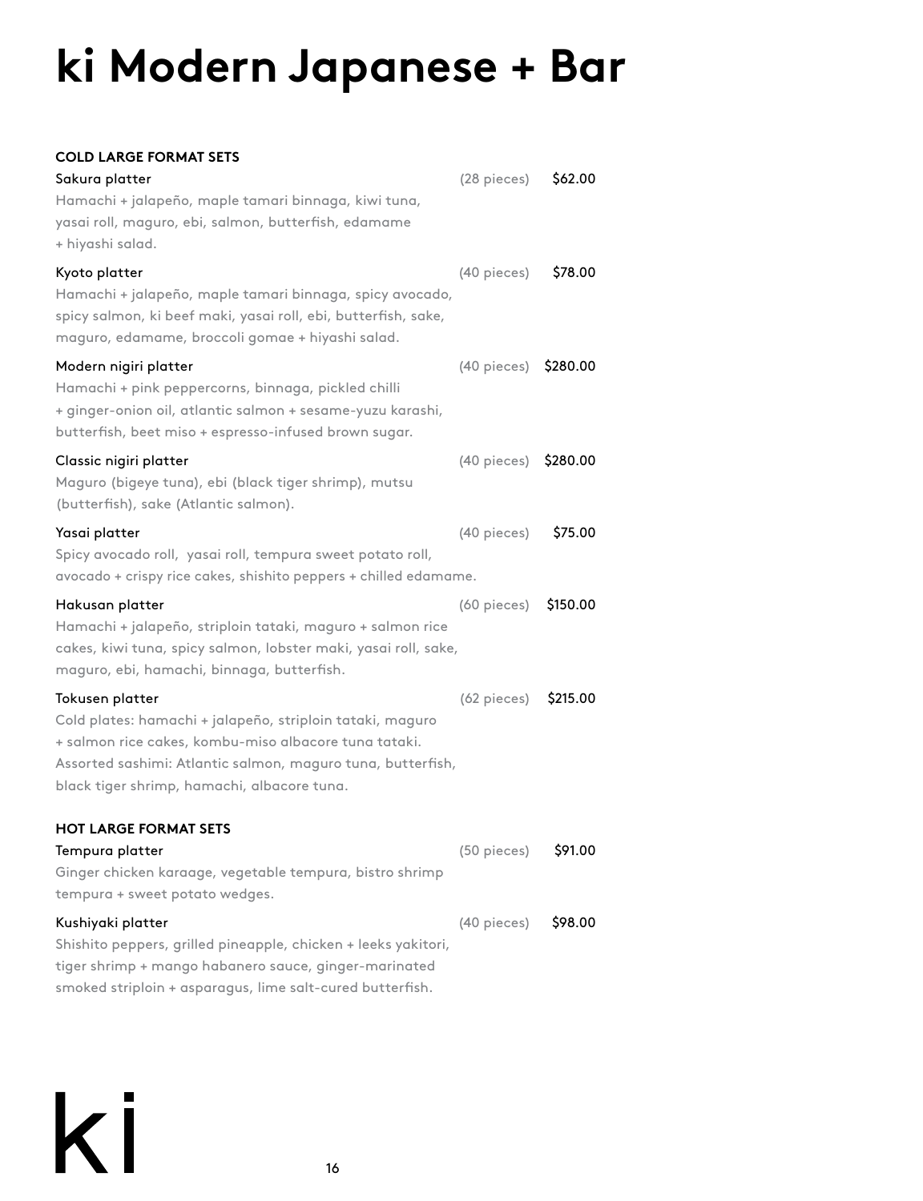# ki Modern Japanese + Bar

### COLD LARGE FORMAT SETS

**Sakura platter** (28 pieces) $62.00
Hamachi + jalapeño, maple tamari binnaga, kiwi tuna, yasai roll, maguro, ebi, salmon, butterfish, edamame + hiyashi salad.

**Kyoto platter** (40 pieces) $78.00
Hamachi + jalapeño, maple tamari binnaga, spicy avocado, spicy salmon, ki beef maki, yasai roll, ebi, butterfish, sake, maguro, edamame, broccoli gomae + hiyashi salad.

**Modern nigiri platter** (40 pieces) $280.00
Hamachi + pink peppercorns, binnaga, pickled chilli + ginger-onion oil, atlantic salmon + sesame-yuzu karashi, butterfish, beet miso + espresso-infused brown sugar.

**Classic nigiri platter** (40 pieces) $280.00
Maguro (bigeye tuna), ebi (black tiger shrimp), mutsu (butterfish), sake (Atlantic salmon).

**Yasai platter** (40 pieces) $75.00
Spicy avocado roll, yasai roll, tempura sweet potato roll, avocado + crispy rice cakes, shishito peppers + chilled edamame.

**Hakusan platter** (60 pieces) $150.00
Hamachi + jalapeño, striploin tataki, maguro + salmon rice cakes, kiwi tuna, spicy salmon, lobster maki, yasai roll, sake, maguro, ebi, hamachi, binnaga, butterfish.

**Tokusen platter** (62 pieces) $215.00
Cold plates: hamachi + jalapeño, striploin tataki, maguro + salmon rice cakes, kombu-miso albacore tuna tataki. Assorted sashimi: Atlantic salmon, maguro tuna, butterfish, black tiger shrimp, hamachi, albacore tuna.

### HOT LARGE FORMAT SETS

**Tempura platter** (50 pieces) $91.00
Ginger chicken karaage, vegetable tempura, bistro shrimp tempura + sweet potato wedges.

**Kushiyaki platter** (40 pieces) $98.00
Shishito peppers, grilled pineapple, chicken + leeks yakitori, tiger shrimp + mango habanero sauce, ginger-marinated smoked striploin + asparagus, lime salt-cured butterfish.

ki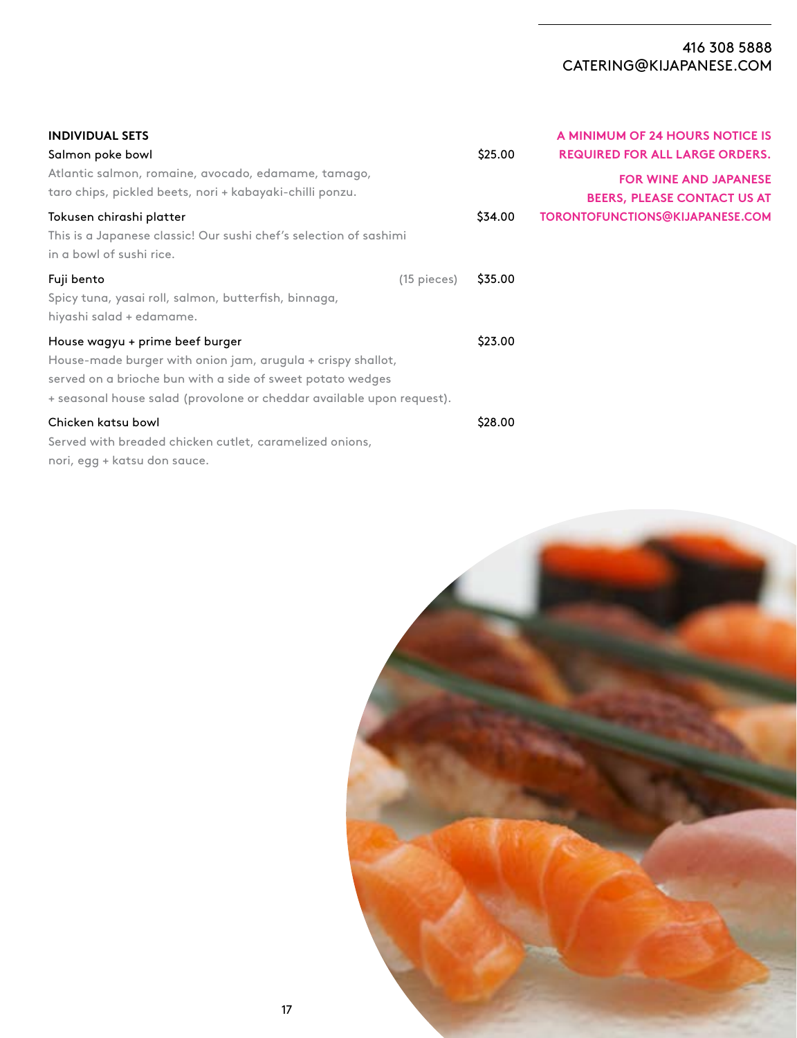416 308 5888
CATERING@KIJAPANESE.COM

## INDIVIDUAL SETS

**Salmon poke bowl** — $25.00
Atlantic salmon, romaine, avocado, edamame, tamago, taro chips, pickled beets, nori + kabayaki-chilli ponzu.

**Tokusen chirashi platter** — $34.00
This is a Japanese classic! Our sushi chef's selection of sashimi in a bowl of sushi rice.

**Fuji bento** (15 pieces) — $35.00
Spicy tuna, yasai roll, salmon, butterfish, binnaga, hiyashi salad + edamame.

**House wagyu + prime beef burger** — $23.00
House-made burger with onion jam, arugula + crispy shallot, served on a brioche bun with a side of sweet potato wedges + seasonal house salad (provolone or cheddar available upon request).

**Chicken katsu bowl** — $28.00
Served with breaded chicken cutlet, caramelized onions, nori, egg + katsu don sauce.

**A MINIMUM OF 24 HOURS NOTICE IS REQUIRED FOR ALL LARGE ORDERS.**

**FOR WINE AND JAPANESE BEERS, PLEASE CONTACT US AT TORONTOFUNCTIONS@KIJAPANESE.COM**